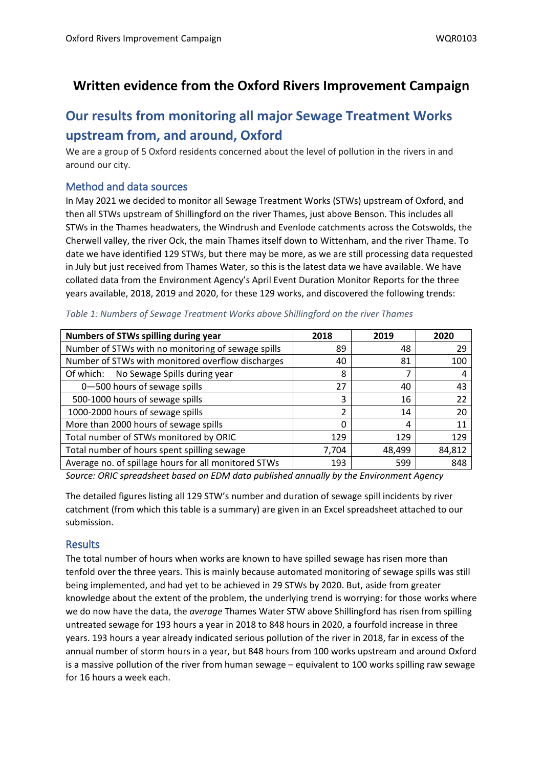# Written evidence from the Oxford Rivers Improvement Campaign

## Our results from monitoring all major Sewage Treatment Works upstream from, and around, Oxford

We are a group of 5 Oxford residents concerned about the level of pollution in the rivers in and around our city.

### Method and data sources

In May 2021 we decided to monitor all Sewage Treatment Works (STWs) upstream of Oxford, and then all STWs upstream of Shillingford on the river Thames, just above Benson. This includes all STWs in the Thames headwaters, the Windrush and Evenlode catchments across the Cotswolds, the Cherwell valley, the river Ock, the main Thames itself down to Wittenham, and the river Thame. To date we have identified 129 STWs, but there may be more, as we are still processing data requested in July but just received from Thames Water, so this is the latest data we have available. We have collated data from the Environment Agency's April Event Duration Monitor Reports for the three years available, 2018, 2019 and 2020, for these 129 works, and discovered the following trends:

*Table 1: Numbers of Sewage Treatment Works above Shillingford on the river Thames*

| Numbers of STWs spilling during year | 2018 | 2019 | 2020 |
|---|---|---|---|
| Number of STWs with no monitoring of sewage spills | 89 | 48 | 29 |
| Number of STWs with monitored overflow discharges | 40 | 81 | 100 |
| Of which: No Sewage Spills during year | 8 | 7 | 4 |
| 0—500 hours of sewage spills | 27 | 40 | 43 |
| 500-1000 hours of sewage spills | 3 | 16 | 22 |
| 1000-2000 hours of sewage spills | 2 | 14 | 20 |
| More than 2000 hours of sewage spills | 0 | 4 | 11 |
| Total number of STWs monitored by ORIC | 129 | 129 | 129 |
| Total number of hours spent spilling sewage | 7,704 | 48,499 | 84,812 |
| Average no. of spillage hours for all monitored STWs | 193 | 599 | 848 |

*Source: ORIC spreadsheet based on EDM data published annually by the Environment Agency*

The detailed figures listing all 129 STW's number and duration of sewage spill incidents by river catchment (from which this table is a summary) are given in an Excel spreadsheet attached to our submission.

### Results

The total number of hours when works are known to have spilled sewage has risen more than tenfold over the three years. This is mainly because automated monitoring of sewage spills was still being implemented, and had yet to be achieved in 29 STWs by 2020. But, aside from greater knowledge about the extent of the problem, the underlying trend is worrying: for those works where we do now have the data, the *average* Thames Water STW above Shillingford has risen from spilling untreated sewage for 193 hours a year in 2018 to 848 hours in 2020, a fourfold increase in three years. 193 hours a year already indicated serious pollution of the river in 2018, far in excess of the annual number of storm hours in a year, but 848 hours from 100 works upstream and around Oxford is a massive pollution of the river from human sewage – equivalent to 100 works spilling raw sewage for 16 hours a week each.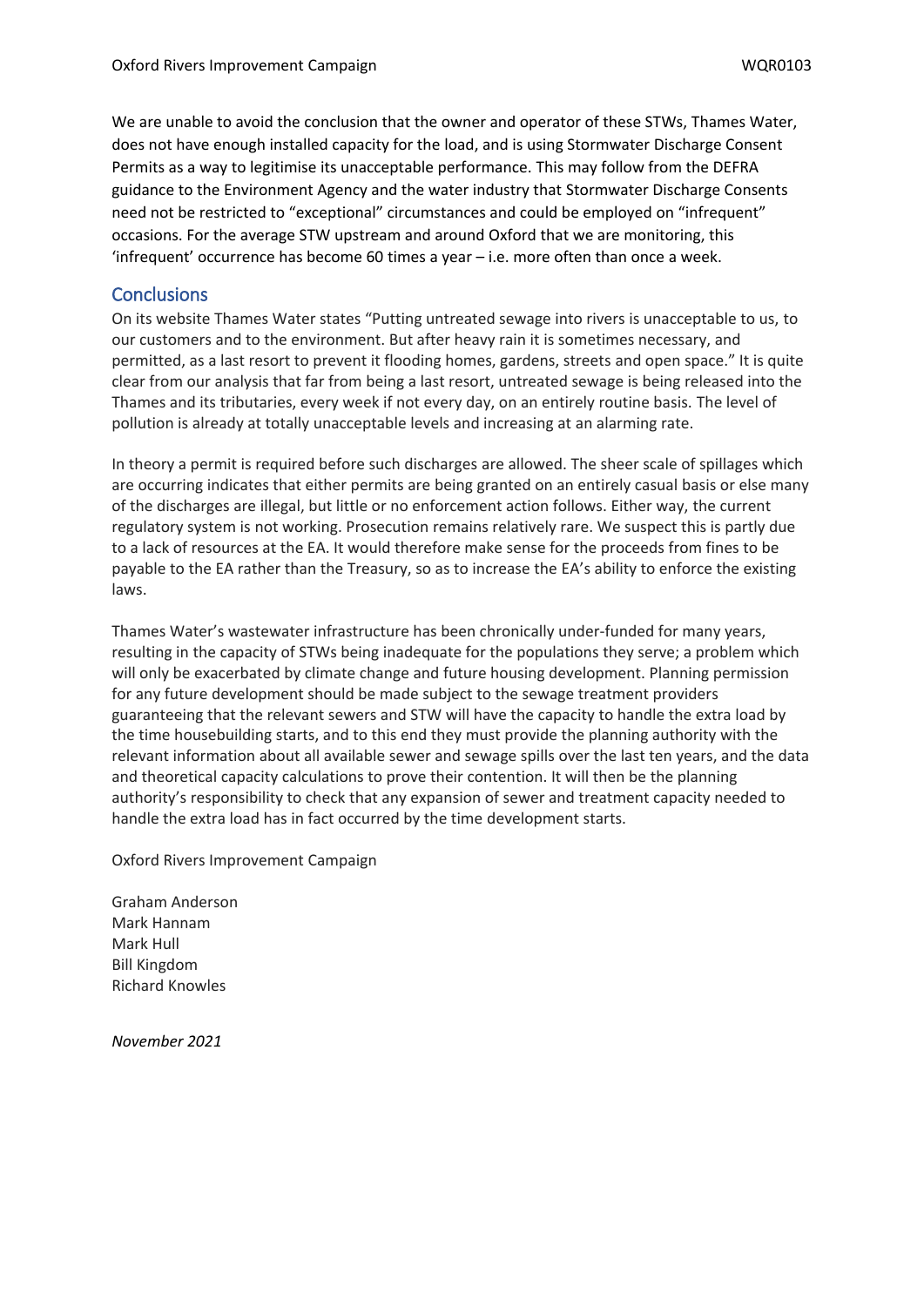We are unable to avoid the conclusion that the owner and operator of these STWs, Thames Water, does not have enough installed capacity for the load, and is using Stormwater Discharge Consent Permits as a way to legitimise its unacceptable performance. This may follow from the DEFRA guidance to the Environment Agency and the water industry that Stormwater Discharge Consents need not be restricted to "exceptional" circumstances and could be employed on "infrequent" occasions. For the average STW upstream and around Oxford that we are monitoring, this 'infrequent' occurrence has become 60 times a year – i.e. more often than once a week.

## Conclusions

On its website Thames Water states "Putting untreated sewage into rivers is unacceptable to us, to our customers and to the environment. But after heavy rain it is sometimes necessary, and permitted, as a last resort to prevent it flooding homes, gardens, streets and open space." It is quite clear from our analysis that far from being a last resort, untreated sewage is being released into the Thames and its tributaries, every week if not every day, on an entirely routine basis. The level of pollution is already at totally unacceptable levels and increasing at an alarming rate.

In theory a permit is required before such discharges are allowed. The sheer scale of spillages which are occurring indicates that either permits are being granted on an entirely casual basis or else many of the discharges are illegal, but little or no enforcement action follows. Either way, the current regulatory system is not working. Prosecution remains relatively rare. We suspect this is partly due to a lack of resources at the EA. It would therefore make sense for the proceeds from fines to be payable to the EA rather than the Treasury, so as to increase the EA's ability to enforce the existing laws.

Thames Water's wastewater infrastructure has been chronically under-funded for many years, resulting in the capacity of STWs being inadequate for the populations they serve; a problem which will only be exacerbated by climate change and future housing development. Planning permission for any future development should be made subject to the sewage treatment providers guaranteeing that the relevant sewers and STW will have the capacity to handle the extra load by the time housebuilding starts, and to this end they must provide the planning authority with the relevant information about all available sewer and sewage spills over the last ten years, and the data and theoretical capacity calculations to prove their contention. It will then be the planning authority's responsibility to check that any expansion of sewer and treatment capacity needed to handle the extra load has in fact occurred by the time development starts.

Oxford Rivers Improvement Campaign

Graham Anderson
Mark Hannam
Mark Hull
Bill Kingdom
Richard Knowles

*November 2021*